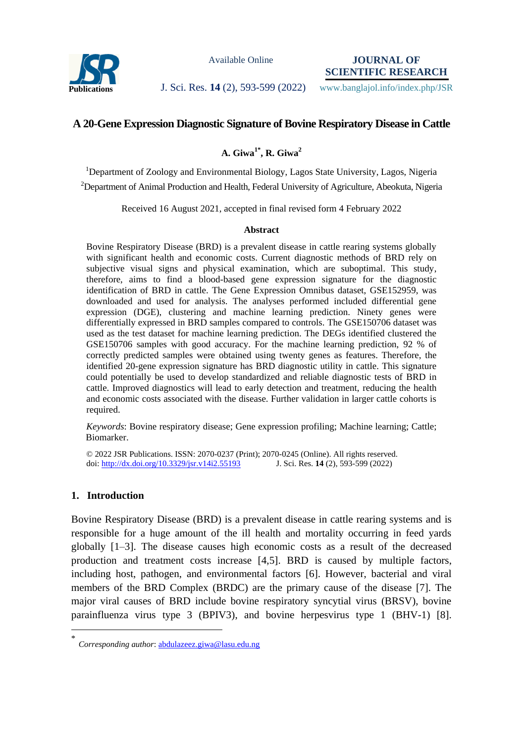# A 20-Gene Expression Diagnostic Signature of Bovine Respiratory Disease in Cattle

**A. Giwa[1*], R. Giwa[2]**

[1]Department of Zoology and Environmental Biology, Lagos State University, Lagos, Nigeria

[2]Department of Animal Production and Health, Federal University of Agriculture, Abeokuta, Nigeria

Received 16 August 2021, accepted in final revised form 4 February 2022

## Abstract

Bovine Respiratory Disease (BRD) is a prevalent disease in cattle rearing systems globally with significant health and economic costs. Current diagnostic methods of BRD rely on subjective visual signs and physical examination, which are suboptimal. This study, therefore, aims to find a blood-based gene expression signature for the diagnostic identification of BRD in cattle. The Gene Expression Omnibus dataset, GSE152959, was downloaded and used for analysis. The analyses performed included differential gene expression (DGE), clustering and machine learning prediction. Ninety genes were differentially expressed in BRD samples compared to controls. The GSE150706 dataset was used as the test dataset for machine learning prediction. The DEGs identified clustered the GSE150706 samples with good accuracy. For the machine learning prediction, 92 % of correctly predicted samples were obtained using twenty genes as features. Therefore, the identified 20-gene expression signature has BRD diagnostic utility in cattle. This signature could potentially be used to develop standardized and reliable diagnostic tests of BRD in cattle. Improved diagnostics will lead to early detection and treatment, reducing the health and economic costs associated with the disease. Further validation in larger cattle cohorts is required.

*Keywords*: Bovine respiratory disease; Gene expression profiling; Machine learning; Cattle; Biomarker.

© 2022 JSR Publications. ISSN: 2070-0237 (Print); 2070-0245 (Online). All rights reserved.
doi: http://dx.doi.org/10.3329/jsr.v14i2.55193 J. Sci. Res. **14** (2), 593-599 (2022)

## 1. Introduction

Bovine Respiratory Disease (BRD) is a prevalent disease in cattle rearing systems and is responsible for a huge amount of the ill health and mortality occurring in feed yards globally [1–3]. The disease causes high economic costs as a result of the decreased production and treatment costs increase [4,5]. BRD is caused by multiple factors, including host, pathogen, and environmental factors [6]. However, bacterial and viral members of the BRD Complex (BRDC) are the primary cause of the disease [7]. The major viral causes of BRD include bovine respiratory syncytial virus (BRSV), bovine parainfluenza virus type 3 (BPIV3), and bovine herpesvirus type 1 (BHV-1) [8].

\* *Corresponding author*: abdulazeez.giwa@lasu.edu.ng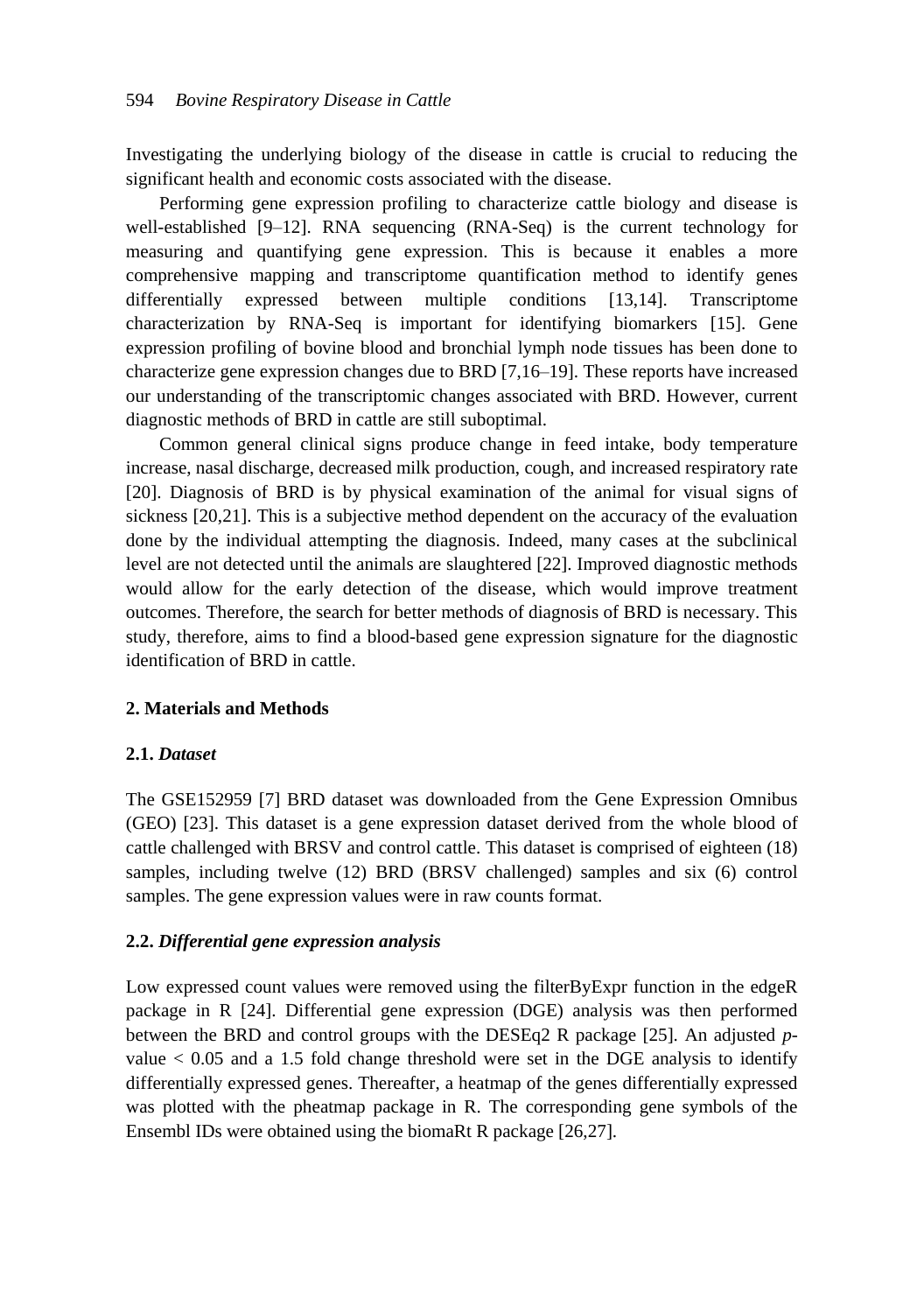Investigating the underlying biology of the disease in cattle is crucial to reducing the significant health and economic costs associated with the disease.

Performing gene expression profiling to characterize cattle biology and disease is well-established [9–12]. RNA sequencing (RNA-Seq) is the current technology for measuring and quantifying gene expression. This is because it enables a more comprehensive mapping and transcriptome quantification method to identify genes differentially expressed between multiple conditions [13,14]. Transcriptome characterization by RNA-Seq is important for identifying biomarkers [15]. Gene expression profiling of bovine blood and bronchial lymph node tissues has been done to characterize gene expression changes due to BRD [7,16–19]. These reports have increased our understanding of the transcriptomic changes associated with BRD. However, current diagnostic methods of BRD in cattle are still suboptimal.

Common general clinical signs produce change in feed intake, body temperature increase, nasal discharge, decreased milk production, cough, and increased respiratory rate [20]. Diagnosis of BRD is by physical examination of the animal for visual signs of sickness [20,21]. This is a subjective method dependent on the accuracy of the evaluation done by the individual attempting the diagnosis. Indeed, many cases at the subclinical level are not detected until the animals are slaughtered [22]. Improved diagnostic methods would allow for the early detection of the disease, which would improve treatment outcomes. Therefore, the search for better methods of diagnosis of BRD is necessary. This study, therefore, aims to find a blood-based gene expression signature for the diagnostic identification of BRD in cattle.

## 2. Materials and Methods

### 2.1. *Dataset*

The GSE152959 [7] BRD dataset was downloaded from the Gene Expression Omnibus (GEO) [23]. This dataset is a gene expression dataset derived from the whole blood of cattle challenged with BRSV and control cattle. This dataset is comprised of eighteen (18) samples, including twelve (12) BRD (BRSV challenged) samples and six (6) control samples. The gene expression values were in raw counts format.

### 2.2. *Differential gene expression analysis*

Low expressed count values were removed using the filterByExpr function in the edgeR package in R [24]. Differential gene expression (DGE) analysis was then performed between the BRD and control groups with the DESEq2 R package [25]. An adjusted *p*-value $< 0.05$ and a 1.5 fold change threshold were set in the DGE analysis to identify differentially expressed genes. Thereafter, a heatmap of the genes differentially expressed was plotted with the pheatmap package in R. The corresponding gene symbols of the Ensembl IDs were obtained using the biomaRt R package [26,27].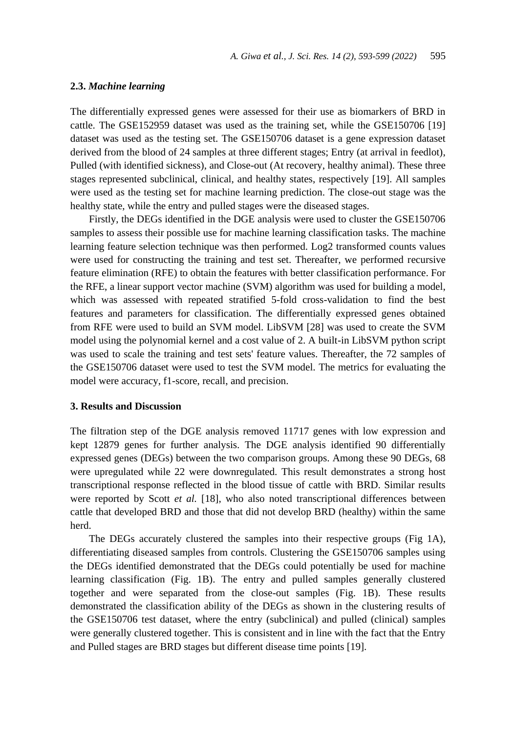### 2.3. *Machine learning*

The differentially expressed genes were assessed for their use as biomarkers of BRD in cattle. The GSE152959 dataset was used as the training set, while the GSE150706 [19] dataset was used as the testing set. The GSE150706 dataset is a gene expression dataset derived from the blood of 24 samples at three different stages; Entry (at arrival in feedlot), Pulled (with identified sickness), and Close-out (At recovery, healthy animal). These three stages represented subclinical, clinical, and healthy states, respectively [19]. All samples were used as the testing set for machine learning prediction. The close-out stage was the healthy state, while the entry and pulled stages were the diseased stages.

Firstly, the DEGs identified in the DGE analysis were used to cluster the GSE150706 samples to assess their possible use for machine learning classification tasks. The machine learning feature selection technique was then performed. Log2 transformed counts values were used for constructing the training and test set. Thereafter, we performed recursive feature elimination (RFE) to obtain the features with better classification performance. For the RFE, a linear support vector machine (SVM) algorithm was used for building a model, which was assessed with repeated stratified 5-fold cross-validation to find the best features and parameters for classification. The differentially expressed genes obtained from RFE were used to build an SVM model. LibSVM [28] was used to create the SVM model using the polynomial kernel and a cost value of 2. A built-in LibSVM python script was used to scale the training and test sets' feature values. Thereafter, the 72 samples of the GSE150706 dataset were used to test the SVM model. The metrics for evaluating the model were accuracy, f1-score, recall, and precision.

## 3. Results and Discussion

The filtration step of the DGE analysis removed 11717 genes with low expression and kept 12879 genes for further analysis. The DGE analysis identified 90 differentially expressed genes (DEGs) between the two comparison groups. Among these 90 DEGs, 68 were upregulated while 22 were downregulated. This result demonstrates a strong host transcriptional response reflected in the blood tissue of cattle with BRD. Similar results were reported by Scott *et al.* [18], who also noted transcriptional differences between cattle that developed BRD and those that did not develop BRD (healthy) within the same herd.

The DEGs accurately clustered the samples into their respective groups (Fig 1A), differentiating diseased samples from controls. Clustering the GSE150706 samples using the DEGs identified demonstrated that the DEGs could potentially be used for machine learning classification (Fig. 1B). The entry and pulled samples generally clustered together and were separated from the close-out samples (Fig. 1B). These results demonstrated the classification ability of the DEGs as shown in the clustering results of the GSE150706 test dataset, where the entry (subclinical) and pulled (clinical) samples were generally clustered together. This is consistent and in line with the fact that the Entry and Pulled stages are BRD stages but different disease time points [19].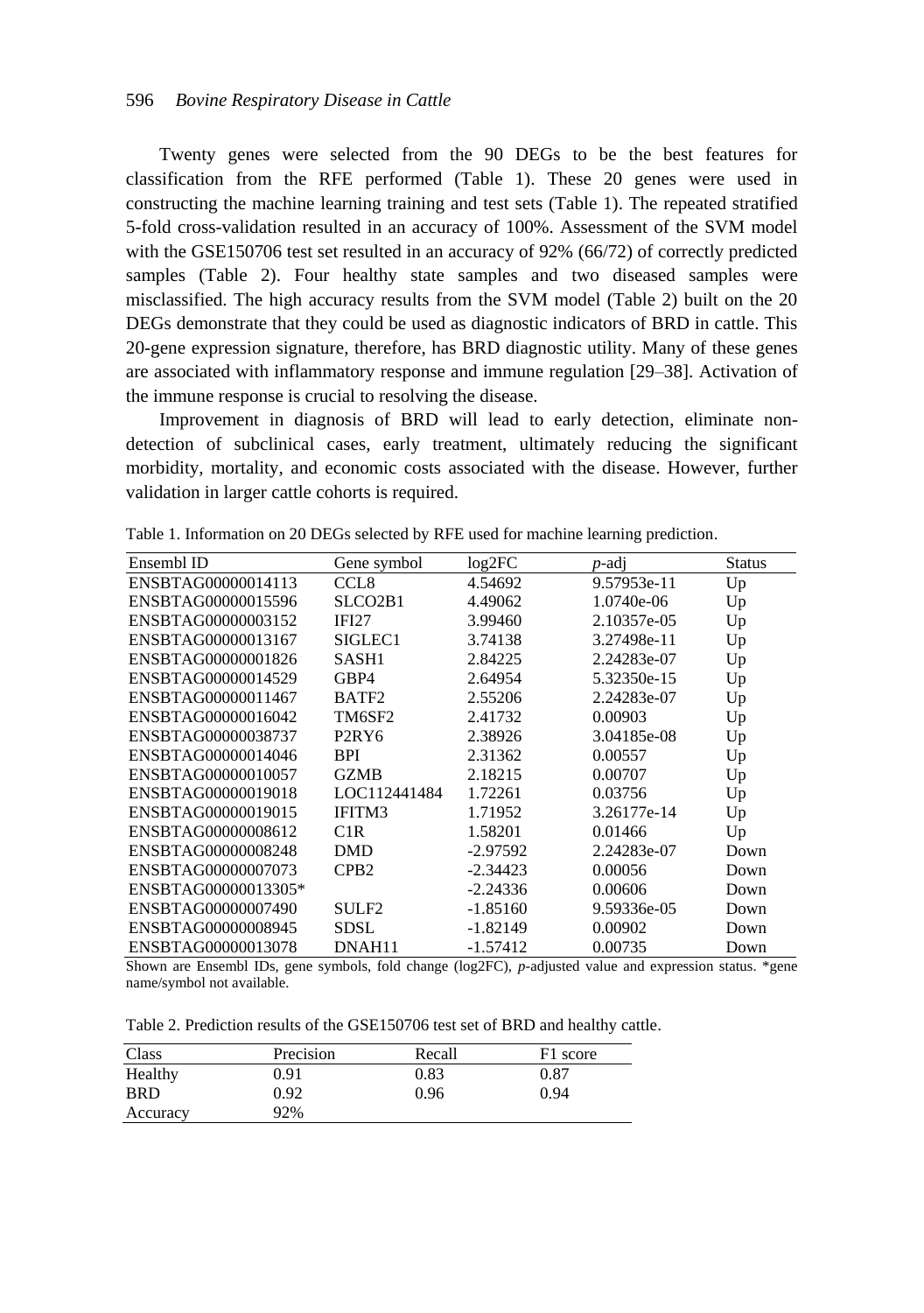Twenty genes were selected from the 90 DEGs to be the best features for classification from the RFE performed (Table 1). These 20 genes were used in constructing the machine learning training and test sets (Table 1). The repeated stratified 5-fold cross-validation resulted in an accuracy of 100%. Assessment of the SVM model with the GSE150706 test set resulted in an accuracy of 92% (66/72) of correctly predicted samples (Table 2). Four healthy state samples and two diseased samples were misclassified. The high accuracy results from the SVM model (Table 2) built on the 20 DEGs demonstrate that they could be used as diagnostic indicators of BRD in cattle. This 20-gene expression signature, therefore, has BRD diagnostic utility. Many of these genes are associated with inflammatory response and immune regulation [29–38]. Activation of the immune response is crucial to resolving the disease.

Improvement in diagnosis of BRD will lead to early detection, eliminate non-detection of subclinical cases, early treatment, ultimately reducing the significant morbidity, mortality, and economic costs associated with the disease. However, further validation in larger cattle cohorts is required.

Table 1. Information on 20 DEGs selected by RFE used for machine learning prediction.

| Ensembl ID | Gene symbol | log2FC | *p*-adj | Status |
|---|---|---|---|---|
| ENSBTAG00000014113 | CCL8 | 4.54692 | 9.57953e-11 | Up |
| ENSBTAG00000015596 | SLCO2B1 | 4.49062 | 1.0740e-06 | Up |
| ENSBTAG00000003152 | IFI27 | 3.99460 | 2.10357e-05 | Up |
| ENSBTAG00000013167 | SIGLEC1 | 3.74138 | 3.27498e-11 | Up |
| ENSBTAG00000001826 | SASH1 | 2.84225 | 2.24283e-07 | Up |
| ENSBTAG00000014529 | GBP4 | 2.64954 | 5.32350e-15 | Up |
| ENSBTAG00000011467 | BATF2 | 2.55206 | 2.24283e-07 | Up |
| ENSBTAG00000016042 | TM6SF2 | 2.41732 | 0.00903 | Up |
| ENSBTAG00000038737 | P2RY6 | 2.38926 | 3.04185e-08 | Up |
| ENSBTAG00000014046 | BPI | 2.31362 | 0.00557 | Up |
| ENSBTAG00000010057 | GZMB | 2.18215 | 0.00707 | Up |
| ENSBTAG00000019018 | LOC112441484 | 1.72261 | 0.03756 | Up |
| ENSBTAG00000019015 | IFITM3 | 1.71952 | 3.26177e-14 | Up |
| ENSBTAG00000008612 | C1R | 1.58201 | 0.01466 | Up |
| ENSBTAG00000008248 | DMD | -2.97592 | 2.24283e-07 | Down |
| ENSBTAG00000007073 | CPB2 | -2.34423 | 0.00056 | Down |
| ENSBTAG00000013305* | | -2.24336 | 0.00606 | Down |
| ENSBTAG00000007490 | SULF2 | -1.85160 | 9.59336e-05 | Down |
| ENSBTAG00000008945 | SDSL | -1.82149 | 0.00902 | Down |
| ENSBTAG00000013078 | DNAH11 | -1.57412 | 0.00735 | Down |

Shown are Ensembl IDs, gene symbols, fold change (log2FC), *p*-adjusted value and expression status. *gene name/symbol not available.

Table 2. Prediction results of the GSE150706 test set of BRD and healthy cattle.

| Class | Precision | Recall | F1 score |
|---|---|---|---|
| Healthy | 0.91 | 0.83 | 0.87 |
| BRD | 0.92 | 0.96 | 0.94 |
| Accuracy | 92% | | |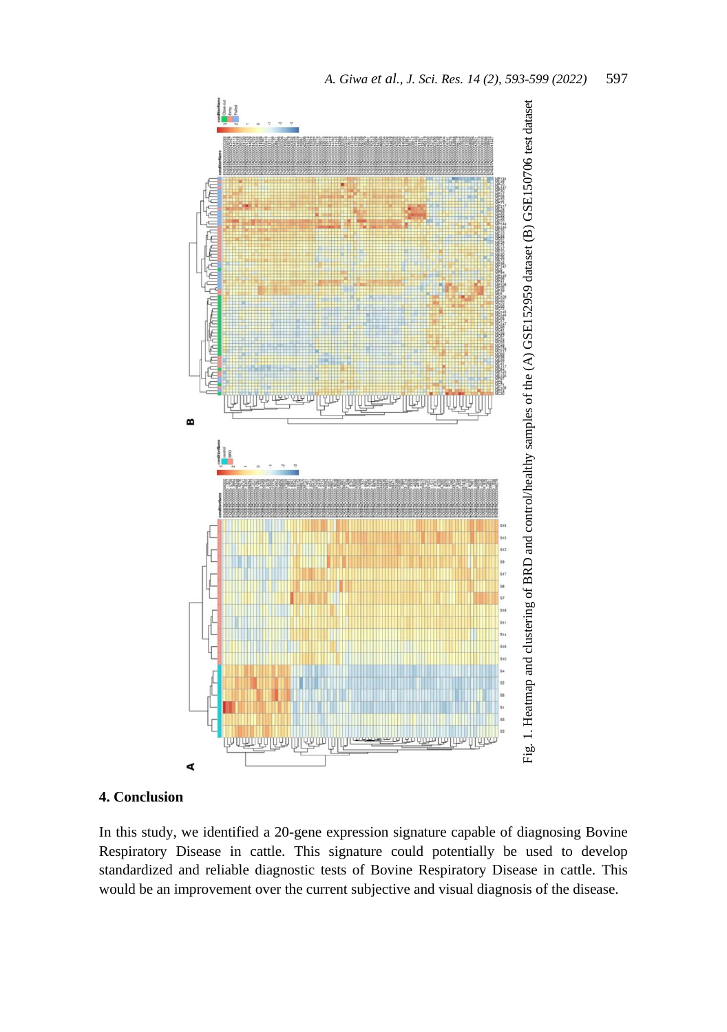Fig. 1. Heatmap and clustering of BRD and control/healthy samples of the (A) GSE152959 dataset (B) GSE150706 test dataset

## 4. Conclusion

In this study, we identified a 20-gene expression signature capable of diagnosing Bovine Respiratory Disease in cattle. This signature could potentially be used to develop standardized and reliable diagnostic tests of Bovine Respiratory Disease in cattle. This would be an improvement over the current subjective and visual diagnosis of the disease.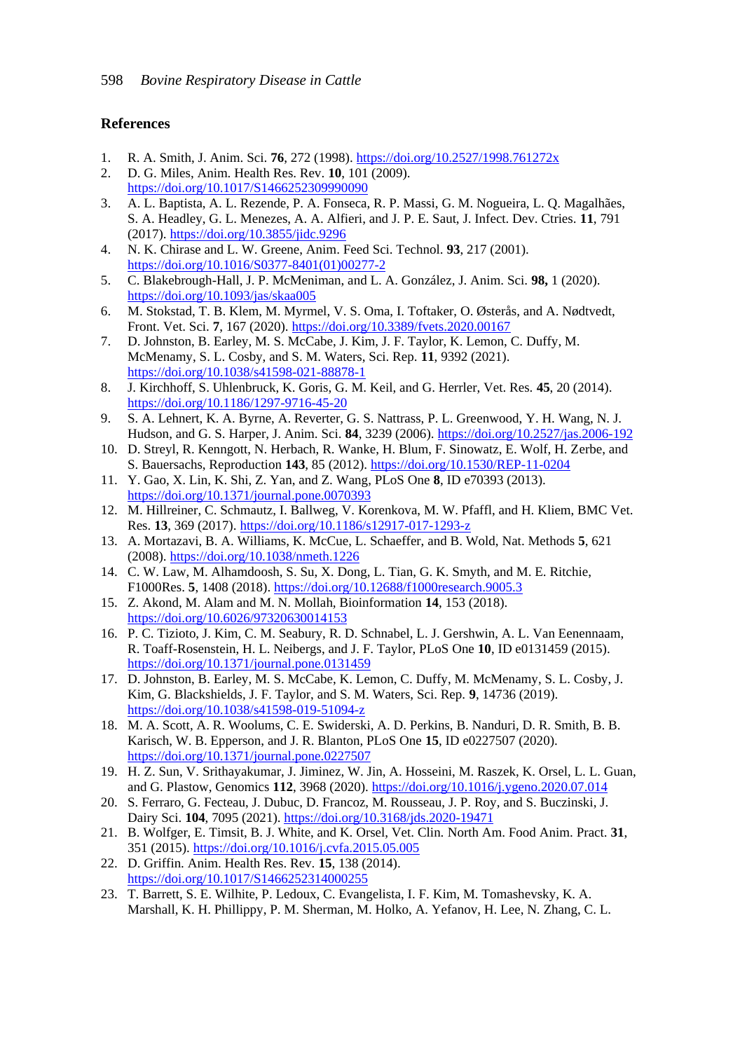## References

1. R. A. Smith, J. Anim. Sci. **76**, 272 (1998). https://doi.org/10.2527/1998.761272x
2. D. G. Miles, Anim. Health Res. Rev. **10**, 101 (2009). https://doi.org/10.1017/S1466252309990090
3. A. L. Baptista, A. L. Rezende, P. A. Fonseca, R. P. Massi, G. M. Nogueira, L. Q. Magalhães, S. A. Headley, G. L. Menezes, A. A. Alfieri, and J. P. E. Saut, J. Infect. Dev. Ctries. **11**, 791 (2017). https://doi.org/10.3855/jidc.9296
4. N. K. Chirase and L. W. Greene, Anim. Feed Sci. Technol. **93**, 217 (2001). https://doi.org/10.1016/S0377-8401(01)00277-2
5. C. Blakebrough-Hall, J. P. McMeniman, and L. A. González, J. Anim. Sci. **98,** 1 (2020). https://doi.org/10.1093/jas/skaa005
6. M. Stokstad, T. B. Klem, M. Myrmel, V. S. Oma, I. Toftaker, O. Østerås, and A. Nødtvedt, Front. Vet. Sci. **7**, 167 (2020). https://doi.org/10.3389/fvets.2020.00167
7. D. Johnston, B. Earley, M. S. McCabe, J. Kim, J. F. Taylor, K. Lemon, C. Duffy, M. McMenamy, S. L. Cosby, and S. M. Waters, Sci. Rep. **11**, 9392 (2021). https://doi.org/10.1038/s41598-021-88878-1
8. J. Kirchhoff, S. Uhlenbruck, K. Goris, G. M. Keil, and G. Herrler, Vet. Res. **45**, 20 (2014). https://doi.org/10.1186/1297-9716-45-20
9. S. A. Lehnert, K. A. Byrne, A. Reverter, G. S. Nattrass, P. L. Greenwood, Y. H. Wang, N. J. Hudson, and G. S. Harper, J. Anim. Sci. **84**, 3239 (2006). https://doi.org/10.2527/jas.2006-192
10. D. Streyl, R. Kenngott, N. Herbach, R. Wanke, H. Blum, F. Sinowatz, E. Wolf, H. Zerbe, and S. Bauersachs, Reproduction **143**, 85 (2012). https://doi.org/10.1530/REP-11-0204
11. Y. Gao, X. Lin, K. Shi, Z. Yan, and Z. Wang, PLoS One **8**, ID e70393 (2013). https://doi.org/10.1371/journal.pone.0070393
12. M. Hillreiner, C. Schmautz, I. Ballweg, V. Korenkova, M. W. Pfaffl, and H. Kliem, BMC Vet. Res. **13**, 369 (2017). https://doi.org/10.1186/s12917-017-1293-z
13. A. Mortazavi, B. A. Williams, K. McCue, L. Schaeffer, and B. Wold, Nat. Methods **5**, 621 (2008). https://doi.org/10.1038/nmeth.1226
14. C. W. Law, M. Alhamdoosh, S. Su, X. Dong, L. Tian, G. K. Smyth, and M. E. Ritchie, F1000Res. **5**, 1408 (2018). https://doi.org/10.12688/f1000research.9005.3
15. Z. Akond, M. Alam and M. N. Mollah, Bioinformation **14**, 153 (2018). https://doi.org/10.6026/97320630014153
16. P. C. Tizioto, J. Kim, C. M. Seabury, R. D. Schnabel, L. J. Gershwin, A. L. Van Eenennaam, R. Toaff-Rosenstein, H. L. Neibergs, and J. F. Taylor, PLoS One **10**, ID e0131459 (2015). https://doi.org/10.1371/journal.pone.0131459
17. D. Johnston, B. Earley, M. S. McCabe, K. Lemon, C. Duffy, M. McMenamy, S. L. Cosby, J. Kim, G. Blackshields, J. F. Taylor, and S. M. Waters, Sci. Rep. **9**, 14736 (2019). https://doi.org/10.1038/s41598-019-51094-z
18. M. A. Scott, A. R. Woolums, C. E. Swiderski, A. D. Perkins, B. Nanduri, D. R. Smith, B. B. Karisch, W. B. Epperson, and J. R. Blanton, PLoS One **15**, ID e0227507 (2020). https://doi.org/10.1371/journal.pone.0227507
19. H. Z. Sun, V. Srithayakumar, J. Jiminez, W. Jin, A. Hosseini, M. Raszek, K. Orsel, L. L. Guan, and G. Plastow, Genomics **112**, 3968 (2020). https://doi.org/10.1016/j.ygeno.2020.07.014
20. S. Ferraro, G. Fecteau, J. Dubuc, D. Francoz, M. Rousseau, J. P. Roy, and S. Buczinski, J. Dairy Sci. **104**, 7095 (2021). https://doi.org/10.3168/jds.2020-19471
21. B. Wolfger, E. Timsit, B. J. White, and K. Orsel, Vet. Clin. North Am. Food Anim. Pract. **31**, 351 (2015). https://doi.org/10.1016/j.cvfa.2015.05.005
22. D. Griffin. Anim. Health Res. Rev. **15**, 138 (2014). https://doi.org/10.1017/S1466252314000255
23. T. Barrett, S. E. Wilhite, P. Ledoux, C. Evangelista, I. F. Kim, M. Tomashevsky, K. A. Marshall, K. H. Phillippy, P. M. Sherman, M. Holko, A. Yefanov, H. Lee, N. Zhang, C. L.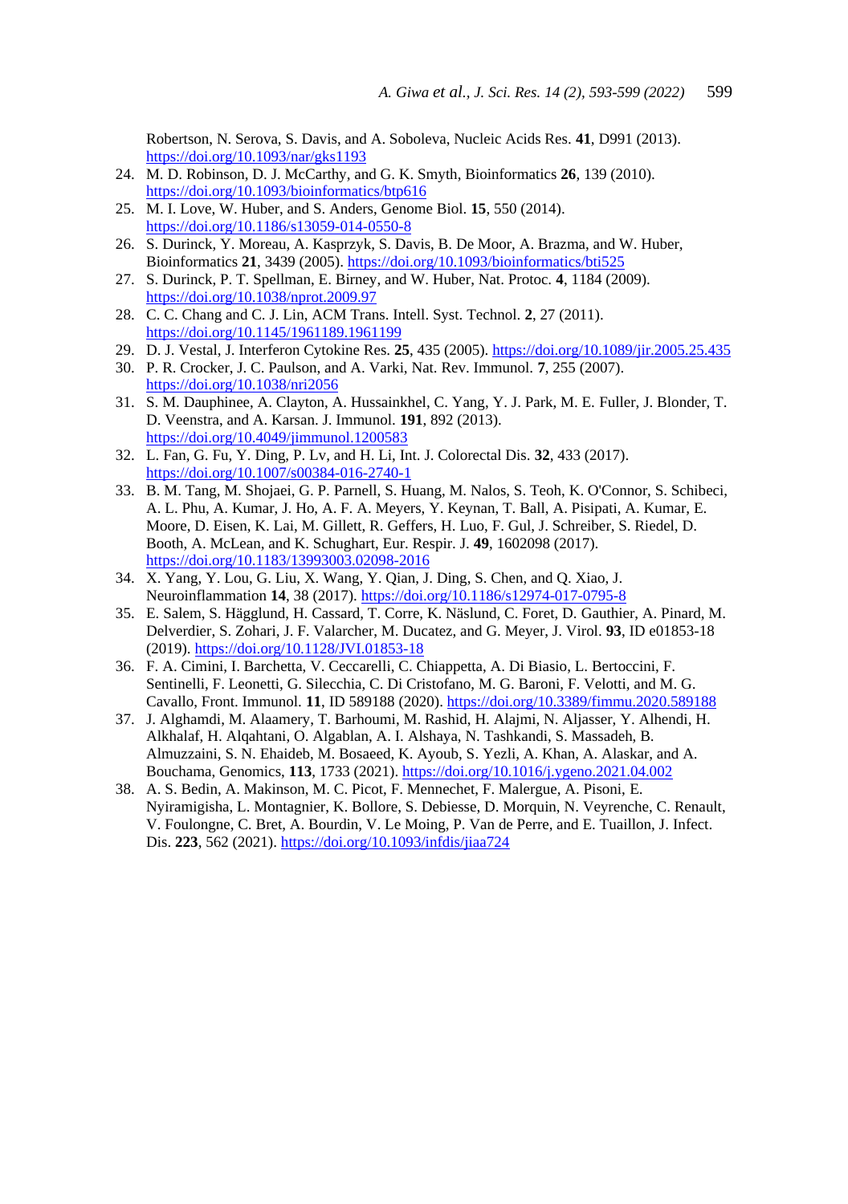Robertson, N. Serova, S. Davis, and A. Soboleva, Nucleic Acids Res. **41**, D991 (2013). https://doi.org/10.1093/nar/gks1193

24. M. D. Robinson, D. J. McCarthy, and G. K. Smyth, Bioinformatics **26**, 139 (2010). https://doi.org/10.1093/bioinformatics/btp616
25. M. I. Love, W. Huber, and S. Anders, Genome Biol. **15**, 550 (2014). https://doi.org/10.1186/s13059-014-0550-8
26. S. Durinck, Y. Moreau, A. Kasprzyk, S. Davis, B. De Moor, A. Brazma, and W. Huber, Bioinformatics **21**, 3439 (2005). https://doi.org/10.1093/bioinformatics/bti525
27. S. Durinck, P. T. Spellman, E. Birney, and W. Huber, Nat. Protoc. **4**, 1184 (2009). https://doi.org/10.1038/nprot.2009.97
28. C. C. Chang and C. J. Lin, ACM Trans. Intell. Syst. Technol. **2**, 27 (2011). https://doi.org/10.1145/1961189.1961199
29. D. J. Vestal, J. Interferon Cytokine Res. **25**, 435 (2005). https://doi.org/10.1089/jir.2005.25.435
30. P. R. Crocker, J. C. Paulson, and A. Varki, Nat. Rev. Immunol. **7**, 255 (2007). https://doi.org/10.1038/nri2056
31. S. M. Dauphinee, A. Clayton, A. Hussainkhel, C. Yang, Y. J. Park, M. E. Fuller, J. Blonder, T. D. Veenstra, and A. Karsan. J. Immunol. **191**, 892 (2013). https://doi.org/10.4049/jimmunol.1200583
32. L. Fan, G. Fu, Y. Ding, P. Lv, and H. Li, Int. J. Colorectal Dis. **32**, 433 (2017). https://doi.org/10.1007/s00384-016-2740-1
33. B. M. Tang, M. Shojaei, G. P. Parnell, S. Huang, M. Nalos, S. Teoh, K. O'Connor, S. Schibeci, A. L. Phu, A. Kumar, J. Ho, A. F. A. Meyers, Y. Keynan, T. Ball, A. Pisipati, A. Kumar, E. Moore, D. Eisen, K. Lai, M. Gillett, R. Geffers, H. Luo, F. Gul, J. Schreiber, S. Riedel, D. Booth, A. McLean, and K. Schughart, Eur. Respir. J. **49**, 1602098 (2017). https://doi.org/10.1183/13993003.02098-2016
34. X. Yang, Y. Lou, G. Liu, X. Wang, Y. Qian, J. Ding, S. Chen, and Q. Xiao, J. Neuroinflammation **14**, 38 (2017). https://doi.org/10.1186/s12974-017-0795-8
35. E. Salem, S. Hägglund, H. Cassard, T. Corre, K. Näslund, C. Foret, D. Gauthier, A. Pinard, M. Delverdier, S. Zohari, J. F. Valarcher, M. Ducatez, and G. Meyer, J. Virol. **93**, ID e01853-18 (2019). https://doi.org/10.1128/JVI.01853-18
36. F. A. Cimini, I. Barchetta, V. Ceccarelli, C. Chiappetta, A. Di Biasio, L. Bertoccini, F. Sentinelli, F. Leonetti, G. Silecchia, C. Di Cristofano, M. G. Baroni, F. Velotti, and M. G. Cavallo, Front. Immunol. **11**, ID 589188 (2020). https://doi.org/10.3389/fimmu.2020.589188
37. J. Alghamdi, M. Alaamery, T. Barhoumi, M. Rashid, H. Alajmi, N. Aljasser, Y. Alhendi, H. Alkhalaf, H. Alqahtani, O. Algablan, A. I. Alshaya, N. Tashkandi, S. Massadeh, B. Almuzzaini, S. N. Ehaideb, M. Bosaeed, K. Ayoub, S. Yezli, A. Khan, A. Alaskar, and A. Bouchama, Genomics, **113**, 1733 (2021). https://doi.org/10.1016/j.ygeno.2021.04.002
38. A. S. Bedin, A. Makinson, M. C. Picot, F. Mennechet, F. Malergue, A. Pisoni, E. Nyiramigisha, L. Montagnier, K. Bollore, S. Debiesse, D. Morquin, N. Veyrenche, C. Renault, V. Foulongne, C. Bret, A. Bourdin, V. Le Moing, P. Van de Perre, and E. Tuaillon, J. Infect. Dis. **223**, 562 (2021). https://doi.org/10.1093/infdis/jiaa724